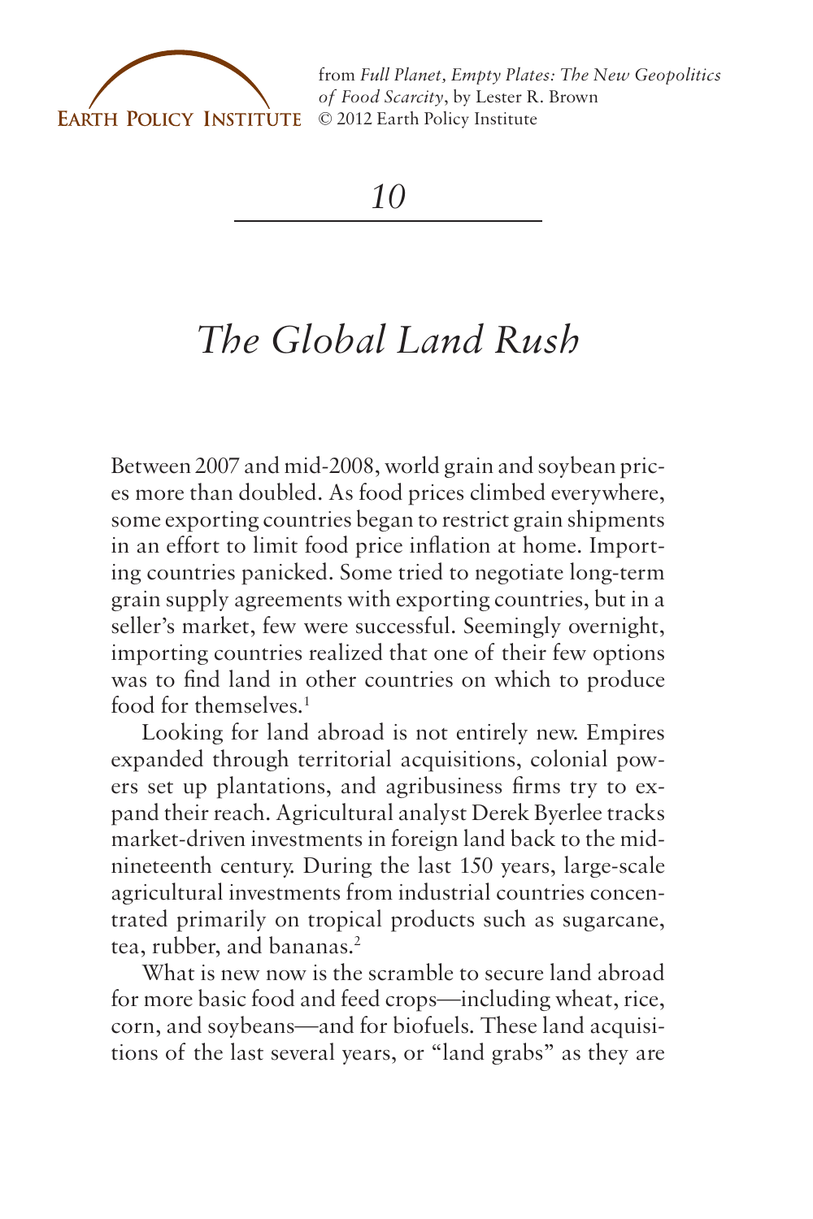from *Full Planet, Empty Plates: The New Geopolitics of Food Scarcity*, by Lester R. Brown
© 2012 Earth Policy Institute

*10*

# *The Global Land Rush*

Between 2007 and mid-2008, world grain and soybean prices more than doubled. As food prices climbed everywhere, some exporting countries began to restrict grain shipments in an effort to limit food price inflation at home. Importing countries panicked. Some tried to negotiate long-term grain supply agreements with exporting countries, but in a seller's market, few were successful. Seemingly overnight, importing countries realized that one of their few options was to find land in other countries on which to produce food for themselves.[1]

Looking for land abroad is not entirely new. Empires expanded through territorial acquisitions, colonial powers set up plantations, and agribusiness firms try to expand their reach. Agricultural analyst Derek Byerlee tracks market-driven investments in foreign land back to the mid-nineteenth century. During the last 150 years, large-scale agricultural investments from industrial countries concentrated primarily on tropical products such as sugarcane, tea, rubber, and bananas.[2]

What is new now is the scramble to secure land abroad for more basic food and feed crops—including wheat, rice, corn, and soybeans—and for biofuels. These land acquisitions of the last several years, or "land grabs" as they are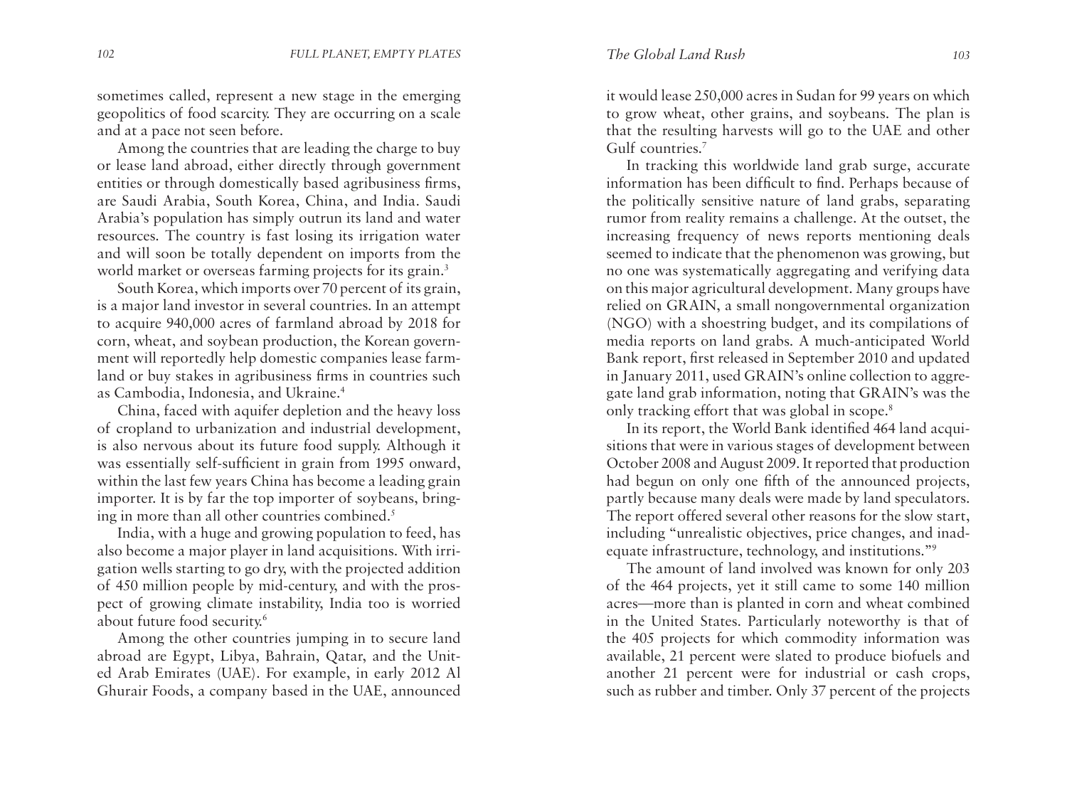sometimes called, represent a new stage in the emerging geopolitics of food scarcity. They are occurring on a scale and at a pace not seen before.

Among the countries that are leading the charge to buy or lease land abroad, either directly through government entities or through domestically based agribusiness firms, are Saudi Arabia, South Korea, China, and India. Saudi Arabia's population has simply outrun its land and water resources. The country is fast losing its irrigation water and will soon be totally dependent on imports from the world market or overseas farming projects for its grain.[3]

South Korea, which imports over 70 percent of its grain, is a major land investor in several countries. In an attempt to acquire 940,000 acres of farmland abroad by 2018 for corn, wheat, and soybean production, the Korean government will reportedly help domestic companies lease farmland or buy stakes in agribusiness firms in countries such as Cambodia, Indonesia, and Ukraine.[4]

China, faced with aquifer depletion and the heavy loss of cropland to urbanization and industrial development, is also nervous about its future food supply. Although it was essentially self-sufficient in grain from 1995 onward, within the last few years China has become a leading grain importer. It is by far the top importer of soybeans, bringing in more than all other countries combined.[5]

India, with a huge and growing population to feed, has also become a major player in land acquisitions. With irrigation wells starting to go dry, with the projected addition of 450 million people by mid-century, and with the prospect of growing climate instability, India too is worried about future food security.[6]

Among the other countries jumping in to secure land abroad are Egypt, Libya, Bahrain, Qatar, and the United Arab Emirates (UAE). For example, in early 2012 Al Ghurair Foods, a company based in the UAE, announced it would lease 250,000 acres in Sudan for 99 years on which to grow wheat, other grains, and soybeans. The plan is that the resulting harvests will go to the UAE and other Gulf countries.[7]

In tracking this worldwide land grab surge, accurate information has been difficult to find. Perhaps because of the politically sensitive nature of land grabs, separating rumor from reality remains a challenge. At the outset, the increasing frequency of news reports mentioning deals seemed to indicate that the phenomenon was growing, but no one was systematically aggregating and verifying data on this major agricultural development. Many groups have relied on GRAIN, a small nongovernmental organization (NGO) with a shoestring budget, and its compilations of media reports on land grabs. A much-anticipated World Bank report, first released in September 2010 and updated in January 2011, used GRAIN's online collection to aggregate land grab information, noting that GRAIN's was the only tracking effort that was global in scope.[8]

In its report, the World Bank identified 464 land acquisitions that were in various stages of development between October 2008 and August 2009. It reported that production had begun on only one fifth of the announced projects, partly because many deals were made by land speculators. The report offered several other reasons for the slow start, including "unrealistic objectives, price changes, and inadequate infrastructure, technology, and institutions."[9]

The amount of land involved was known for only 203 of the 464 projects, yet it still came to some 140 million acres—more than is planted in corn and wheat combined in the United States. Particularly noteworthy is that of the 405 projects for which commodity information was available, 21 percent were slated to produce biofuels and another 21 percent were for industrial or cash crops, such as rubber and timber. Only 37 percent of the projects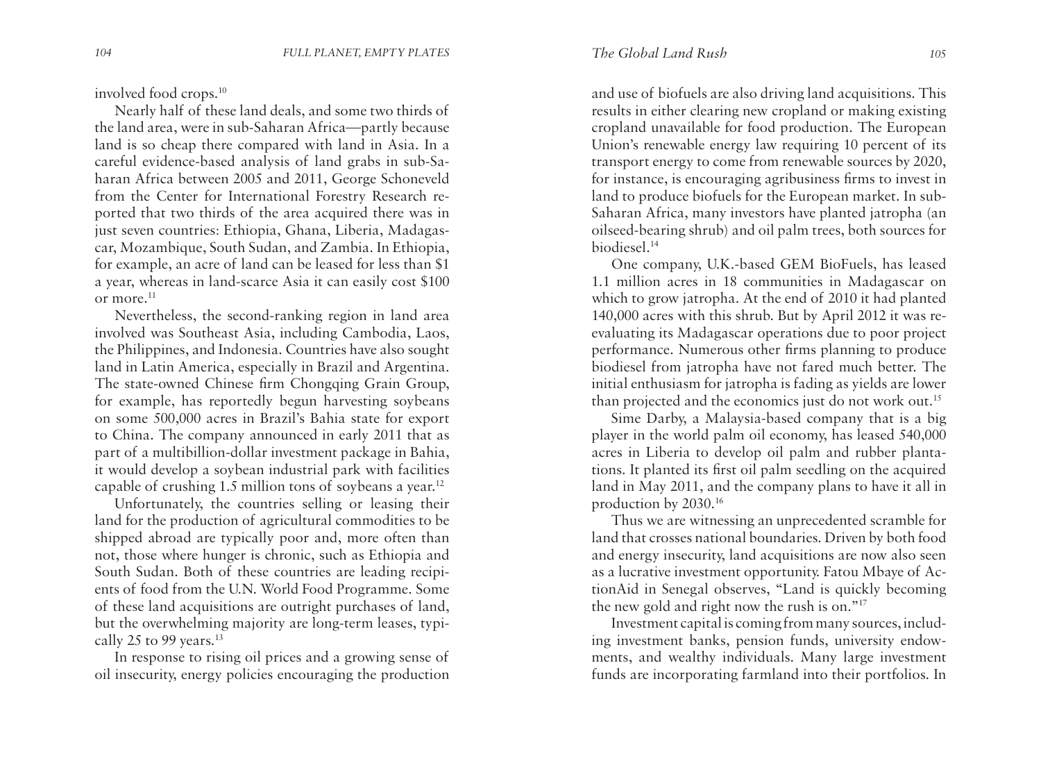involved food crops.[10]

Nearly half of these land deals, and some two thirds of the land area, were in sub-Saharan Africa—partly because land is so cheap there compared with land in Asia. In a careful evidence-based analysis of land grabs in sub-Saharan Africa between 2005 and 2011, George Schoneveld from the Center for International Forestry Research reported that two thirds of the area acquired there was in just seven countries: Ethiopia, Ghana, Liberia, Madagascar, Mozambique, South Sudan, and Zambia. In Ethiopia, for example, an acre of land can be leased for less than $1 a year, whereas in land-scarce Asia it can easily cost $100 or more.[11]

Nevertheless, the second-ranking region in land area involved was Southeast Asia, including Cambodia, Laos, the Philippines, and Indonesia. Countries have also sought land in Latin America, especially in Brazil and Argentina. The state-owned Chinese firm Chongqing Grain Group, for example, has reportedly begun harvesting soybeans on some 500,000 acres in Brazil's Bahia state for export to China. The company announced in early 2011 that as part of a multibillion-dollar investment package in Bahia, it would develop a soybean industrial park with facilities capable of crushing 1.5 million tons of soybeans a year.[12]

Unfortunately, the countries selling or leasing their land for the production of agricultural commodities to be shipped abroad are typically poor and, more often than not, those where hunger is chronic, such as Ethiopia and South Sudan. Both of these countries are leading recipients of food from the U.N. World Food Programme. Some of these land acquisitions are outright purchases of land, but the overwhelming majority are long-term leases, typically 25 to 99 years.[13]

In response to rising oil prices and a growing sense of oil insecurity, energy policies encouraging the production and use of biofuels are also driving land acquisitions. This results in either clearing new cropland or making existing cropland unavailable for food production. The European Union's renewable energy law requiring 10 percent of its transport energy to come from renewable sources by 2020, for instance, is encouraging agribusiness firms to invest in land to produce biofuels for the European market. In sub-Saharan Africa, many investors have planted jatropha (an oilseed-bearing shrub) and oil palm trees, both sources for biodiesel.[14]

One company, U.K.-based GEM BioFuels, has leased 1.1 million acres in 18 communities in Madagascar on which to grow jatropha. At the end of 2010 it had planted 140,000 acres with this shrub. But by April 2012 it was re-evaluating its Madagascar operations due to poor project performance. Numerous other firms planning to produce biodiesel from jatropha have not fared much better. The initial enthusiasm for jatropha is fading as yields are lower than projected and the economics just do not work out.[15]

Sime Darby, a Malaysia-based company that is a big player in the world palm oil economy, has leased 540,000 acres in Liberia to develop oil palm and rubber plantations. It planted its first oil palm seedling on the acquired land in May 2011, and the company plans to have it all in production by 2030.[16]

Thus we are witnessing an unprecedented scramble for land that crosses national boundaries. Driven by both food and energy insecurity, land acquisitions are now also seen as a lucrative investment opportunity. Fatou Mbaye of ActionAid in Senegal observes, "Land is quickly becoming the new gold and right now the rush is on."[17]

Investment capital is coming from many sources, including investment banks, pension funds, university endowments, and wealthy individuals. Many large investment funds are incorporating farmland into their portfolios. In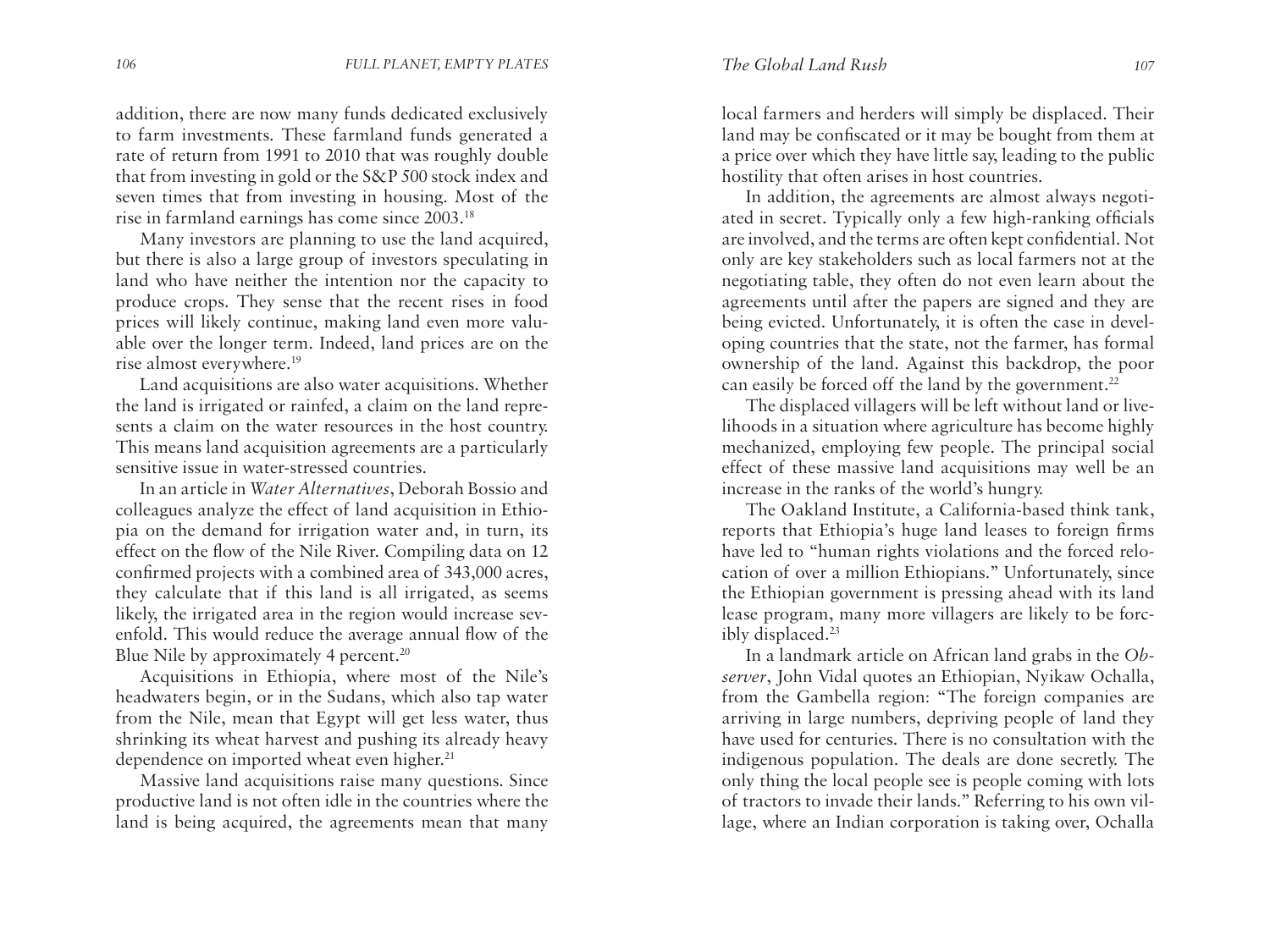addition, there are now many funds dedicated exclusively to farm investments. These farmland funds generated a rate of return from 1991 to 2010 that was roughly double that from investing in gold or the S&P 500 stock index and seven times that from investing in housing. Most of the rise in farmland earnings has come since 2003.[18]

Many investors are planning to use the land acquired, but there is also a large group of investors speculating in land who have neither the intention nor the capacity to produce crops. They sense that the recent rises in food prices will likely continue, making land even more valuable over the longer term. Indeed, land prices are on the rise almost everywhere.[19]

Land acquisitions are also water acquisitions. Whether the land is irrigated or rainfed, a claim on the land represents a claim on the water resources in the host country. This means land acquisition agreements are a particularly sensitive issue in water-stressed countries.

In an article in *Water Alternatives*, Deborah Bossio and colleagues analyze the effect of land acquisition in Ethiopia on the demand for irrigation water and, in turn, its effect on the flow of the Nile River. Compiling data on 12 confirmed projects with a combined area of 343,000 acres, they calculate that if this land is all irrigated, as seems likely, the irrigated area in the region would increase sevenfold. This would reduce the average annual flow of the Blue Nile by approximately 4 percent.[20]

Acquisitions in Ethiopia, where most of the Nile's headwaters begin, or in the Sudans, which also tap water from the Nile, mean that Egypt will get less water, thus shrinking its wheat harvest and pushing its already heavy dependence on imported wheat even higher.[21]

Massive land acquisitions raise many questions. Since productive land is not often idle in the countries where the land is being acquired, the agreements mean that many local farmers and herders will simply be displaced. Their land may be confiscated or it may be bought from them at a price over which they have little say, leading to the public hostility that often arises in host countries.

In addition, the agreements are almost always negotiated in secret. Typically only a few high-ranking officials are involved, and the terms are often kept confidential. Not only are key stakeholders such as local farmers not at the negotiating table, they often do not even learn about the agreements until after the papers are signed and they are being evicted. Unfortunately, it is often the case in developing countries that the state, not the farmer, has formal ownership of the land. Against this backdrop, the poor can easily be forced off the land by the government.[22]

The displaced villagers will be left without land or livelihoods in a situation where agriculture has become highly mechanized, employing few people. The principal social effect of these massive land acquisitions may well be an increase in the ranks of the world's hungry.

The Oakland Institute, a California-based think tank, reports that Ethiopia's huge land leases to foreign firms have led to "human rights violations and the forced relocation of over a million Ethiopians." Unfortunately, since the Ethiopian government is pressing ahead with its land lease program, many more villagers are likely to be forcibly displaced.[23]

In a landmark article on African land grabs in the *Observer*, John Vidal quotes an Ethiopian, Nyikaw Ochalla, from the Gambella region: "The foreign companies are arriving in large numbers, depriving people of land they have used for centuries. There is no consultation with the indigenous population. The deals are done secretly. The only thing the local people see is people coming with lots of tractors to invade their lands." Referring to his own village, where an Indian corporation is taking over, Ochalla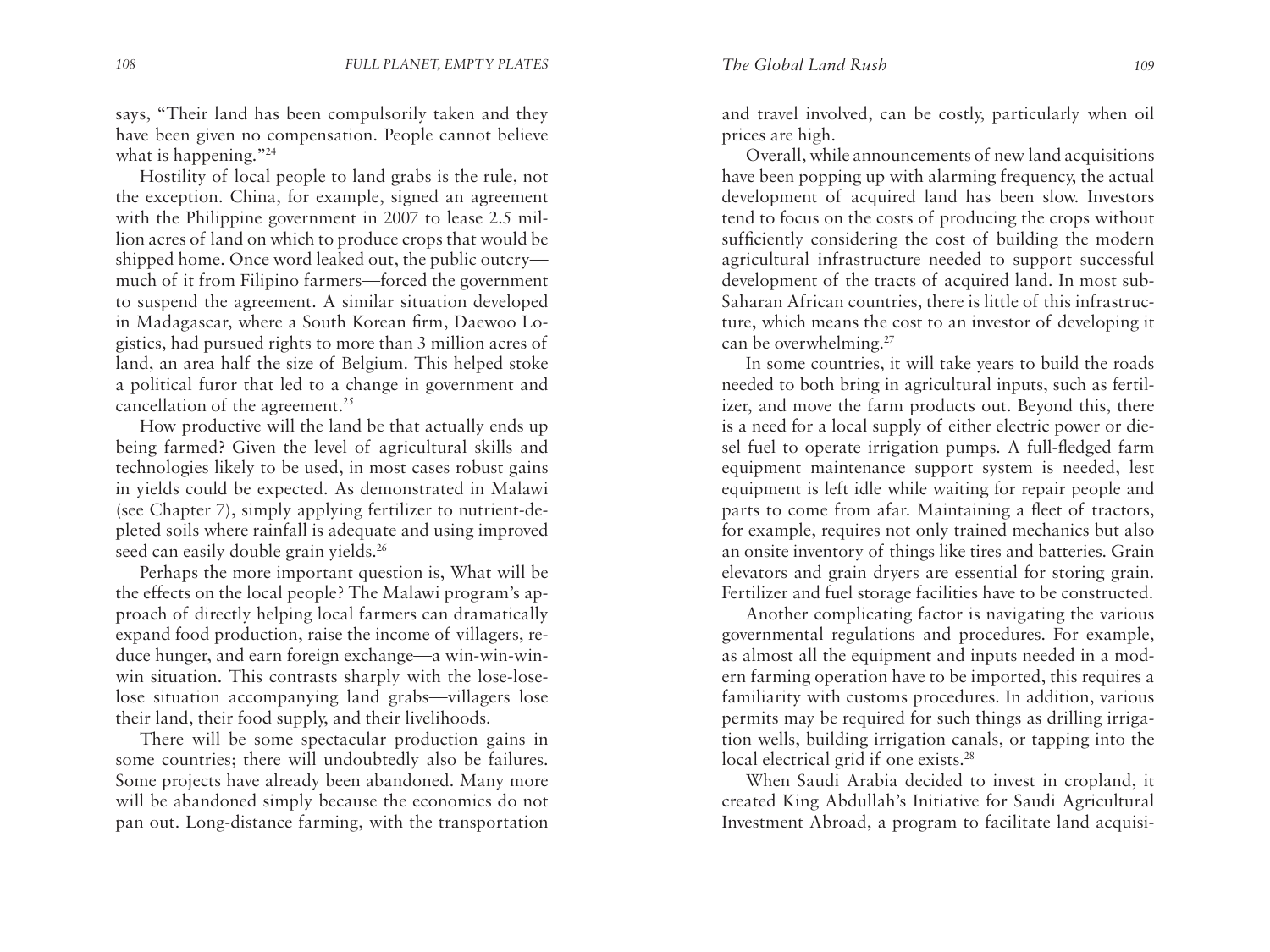says, "Their land has been compulsorily taken and they have been given no compensation. People cannot believe what is happening."[24]

Hostility of local people to land grabs is the rule, not the exception. China, for example, signed an agreement with the Philippine government in 2007 to lease 2.5 million acres of land on which to produce crops that would be shipped home. Once word leaked out, the public outcry—much of it from Filipino farmers—forced the government to suspend the agreement. A similar situation developed in Madagascar, where a South Korean firm, Daewoo Logistics, had pursued rights to more than 3 million acres of land, an area half the size of Belgium. This helped stoke a political furor that led to a change in government and cancellation of the agreement.[25]

How productive will the land be that actually ends up being farmed? Given the level of agricultural skills and technologies likely to be used, in most cases robust gains in yields could be expected. As demonstrated in Malawi (see Chapter 7), simply applying fertilizer to nutrient-depleted soils where rainfall is adequate and using improved seed can easily double grain yields.[26]

Perhaps the more important question is, What will be the effects on the local people? The Malawi program's approach of directly helping local farmers can dramatically expand food production, raise the income of villagers, reduce hunger, and earn foreign exchange—a win-win-win-win situation. This contrasts sharply with the lose-lose-lose situation accompanying land grabs—villagers lose their land, their food supply, and their livelihoods.

There will be some spectacular production gains in some countries; there will undoubtedly also be failures. Some projects have already been abandoned. Many more will be abandoned simply because the economics do not pan out. Long-distance farming, with the transportation and travel involved, can be costly, particularly when oil prices are high.

Overall, while announcements of new land acquisitions have been popping up with alarming frequency, the actual development of acquired land has been slow. Investors tend to focus on the costs of producing the crops without sufficiently considering the cost of building the modern agricultural infrastructure needed to support successful development of the tracts of acquired land. In most sub-Saharan African countries, there is little of this infrastructure, which means the cost to an investor of developing it can be overwhelming.[27]

In some countries, it will take years to build the roads needed to both bring in agricultural inputs, such as fertilizer, and move the farm products out. Beyond this, there is a need for a local supply of either electric power or diesel fuel to operate irrigation pumps. A full-fledged farm equipment maintenance support system is needed, lest equipment is left idle while waiting for repair people and parts to come from afar. Maintaining a fleet of tractors, for example, requires not only trained mechanics but also an onsite inventory of things like tires and batteries. Grain elevators and grain dryers are essential for storing grain. Fertilizer and fuel storage facilities have to be constructed.

Another complicating factor is navigating the various governmental regulations and procedures. For example, as almost all the equipment and inputs needed in a modern farming operation have to be imported, this requires a familiarity with customs procedures. In addition, various permits may be required for such things as drilling irrigation wells, building irrigation canals, or tapping into the local electrical grid if one exists.[28]

When Saudi Arabia decided to invest in cropland, it created King Abdullah's Initiative for Saudi Agricultural Investment Abroad, a program to facilitate land acquisi-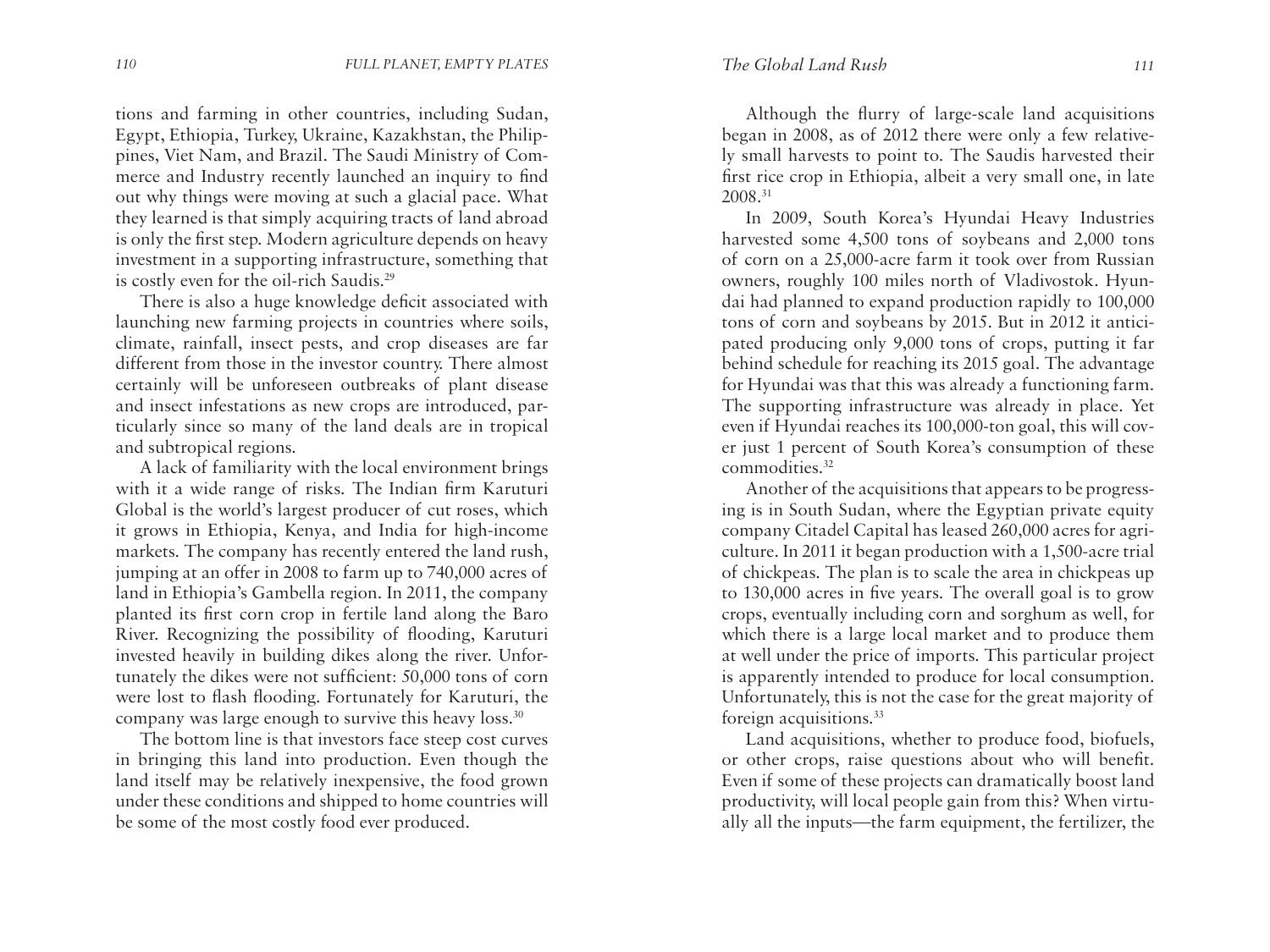tions and farming in other countries, including Sudan, Egypt, Ethiopia, Turkey, Ukraine, Kazakhstan, the Philippines, Viet Nam, and Brazil. The Saudi Ministry of Commerce and Industry recently launched an inquiry to find out why things were moving at such a glacial pace. What they learned is that simply acquiring tracts of land abroad is only the first step. Modern agriculture depends on heavy investment in a supporting infrastructure, something that is costly even for the oil-rich Saudis.[29]

There is also a huge knowledge deficit associated with launching new farming projects in countries where soils, climate, rainfall, insect pests, and crop diseases are far different from those in the investor country. There almost certainly will be unforeseen outbreaks of plant disease and insect infestations as new crops are introduced, particularly since so many of the land deals are in tropical and subtropical regions.

A lack of familiarity with the local environment brings with it a wide range of risks. The Indian firm Karuturi Global is the world's largest producer of cut roses, which it grows in Ethiopia, Kenya, and India for high-income markets. The company has recently entered the land rush, jumping at an offer in 2008 to farm up to 740,000 acres of land in Ethiopia's Gambella region. In 2011, the company planted its first corn crop in fertile land along the Baro River. Recognizing the possibility of flooding, Karuturi invested heavily in building dikes along the river. Unfortunately the dikes were not sufficient: 50,000 tons of corn were lost to flash flooding. Fortunately for Karuturi, the company was large enough to survive this heavy loss.[30]

The bottom line is that investors face steep cost curves in bringing this land into production. Even though the land itself may be relatively inexpensive, the food grown under these conditions and shipped to home countries will be some of the most costly food ever produced.

Although the flurry of large-scale land acquisitions began in 2008, as of 2012 there were only a few relatively small harvests to point to. The Saudis harvested their first rice crop in Ethiopia, albeit a very small one, in late 2008.[31]

In 2009, South Korea's Hyundai Heavy Industries harvested some 4,500 tons of soybeans and 2,000 tons of corn on a 25,000-acre farm it took over from Russian owners, roughly 100 miles north of Vladivostok. Hyundai had planned to expand production rapidly to 100,000 tons of corn and soybeans by 2015. But in 2012 it anticipated producing only 9,000 tons of crops, putting it far behind schedule for reaching its 2015 goal. The advantage for Hyundai was that this was already a functioning farm. The supporting infrastructure was already in place. Yet even if Hyundai reaches its 100,000-ton goal, this will cover just 1 percent of South Korea's consumption of these commodities.[32]

Another of the acquisitions that appears to be progressing is in South Sudan, where the Egyptian private equity company Citadel Capital has leased 260,000 acres for agriculture. In 2011 it began production with a 1,500-acre trial of chickpeas. The plan is to scale the area in chickpeas up to 130,000 acres in five years. The overall goal is to grow crops, eventually including corn and sorghum as well, for which there is a large local market and to produce them at well under the price of imports. This particular project is apparently intended to produce for local consumption. Unfortunately, this is not the case for the great majority of foreign acquisitions.[33]

Land acquisitions, whether to produce food, biofuels, or other crops, raise questions about who will benefit. Even if some of these projects can dramatically boost land productivity, will local people gain from this? When virtually all the inputs—the farm equipment, the fertilizer, the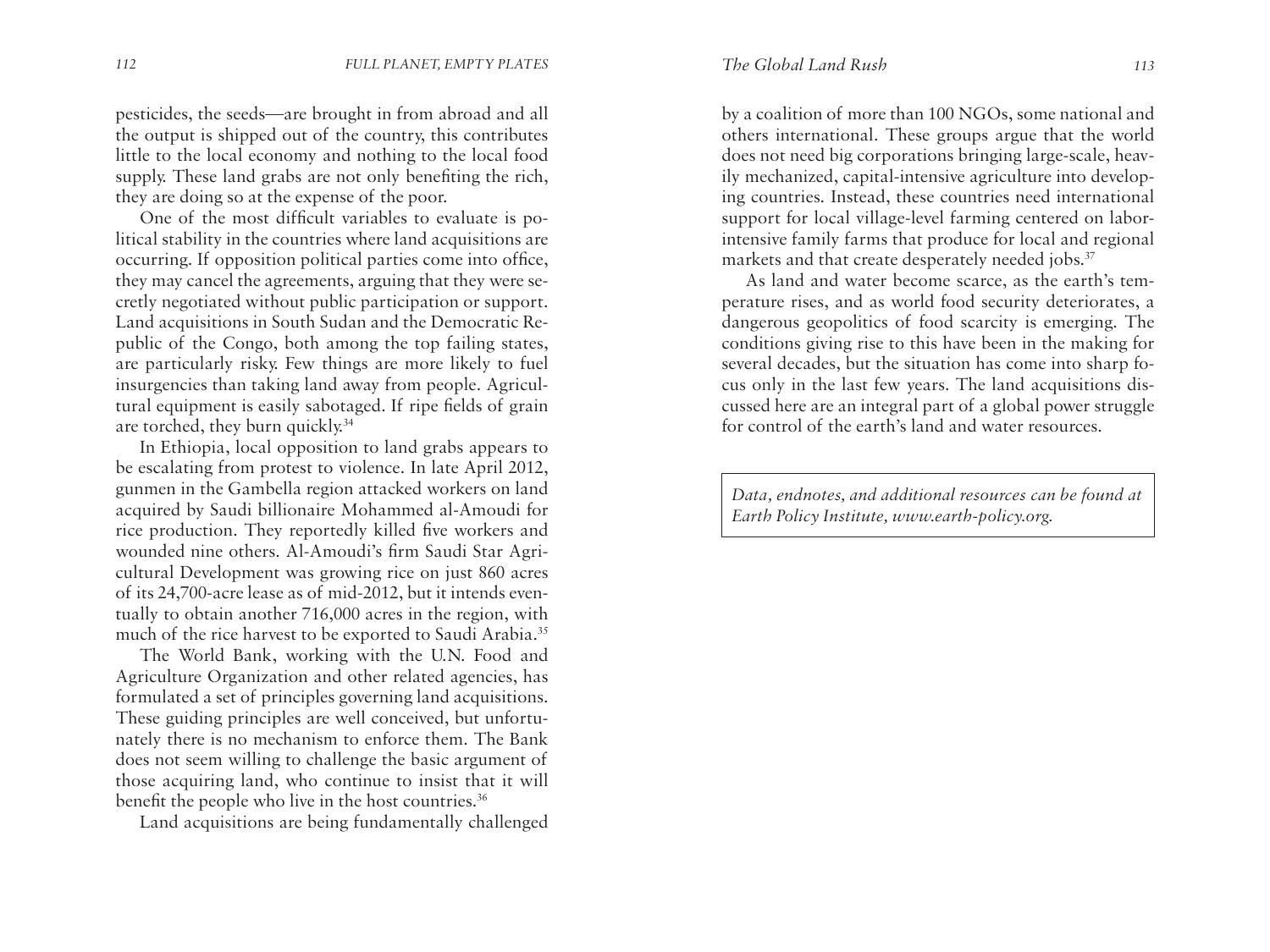pesticides, the seeds—are brought in from abroad and all the output is shipped out of the country, this contributes little to the local economy and nothing to the local food supply. These land grabs are not only benefiting the rich, they are doing so at the expense of the poor.

One of the most difficult variables to evaluate is political stability in the countries where land acquisitions are occurring. If opposition political parties come into office, they may cancel the agreements, arguing that they were secretly negotiated without public participation or support. Land acquisitions in South Sudan and the Democratic Republic of the Congo, both among the top failing states, are particularly risky. Few things are more likely to fuel insurgencies than taking land away from people. Agricultural equipment is easily sabotaged. If ripe fields of grain are torched, they burn quickly.[34]

In Ethiopia, local opposition to land grabs appears to be escalating from protest to violence. In late April 2012, gunmen in the Gambella region attacked workers on land acquired by Saudi billionaire Mohammed al-Amoudi for rice production. They reportedly killed five workers and wounded nine others. Al-Amoudi's firm Saudi Star Agricultural Development was growing rice on just 860 acres of its 24,700-acre lease as of mid-2012, but it intends eventually to obtain another 716,000 acres in the region, with much of the rice harvest to be exported to Saudi Arabia.[35]

The World Bank, working with the U.N. Food and Agriculture Organization and other related agencies, has formulated a set of principles governing land acquisitions. These guiding principles are well conceived, but unfortunately there is no mechanism to enforce them. The Bank does not seem willing to challenge the basic argument of those acquiring land, who continue to insist that it will benefit the people who live in the host countries.[36]

Land acquisitions are being fundamentally challenged by a coalition of more than 100 NGOs, some national and others international. These groups argue that the world does not need big corporations bringing large-scale, heavily mechanized, capital-intensive agriculture into developing countries. Instead, these countries need international support for local village-level farming centered on labor-intensive family farms that produce for local and regional markets and that create desperately needed jobs.[37]

As land and water become scarce, as the earth's temperature rises, and as world food security deteriorates, a dangerous geopolitics of food scarcity is emerging. The conditions giving rise to this have been in the making for several decades, but the situation has come into sharp focus only in the last few years. The land acquisitions discussed here are an integral part of a global power struggle for control of the earth's land and water resources.

*Data, endnotes, and additional resources can be found at Earth Policy Institute, www.earth-policy.org.*